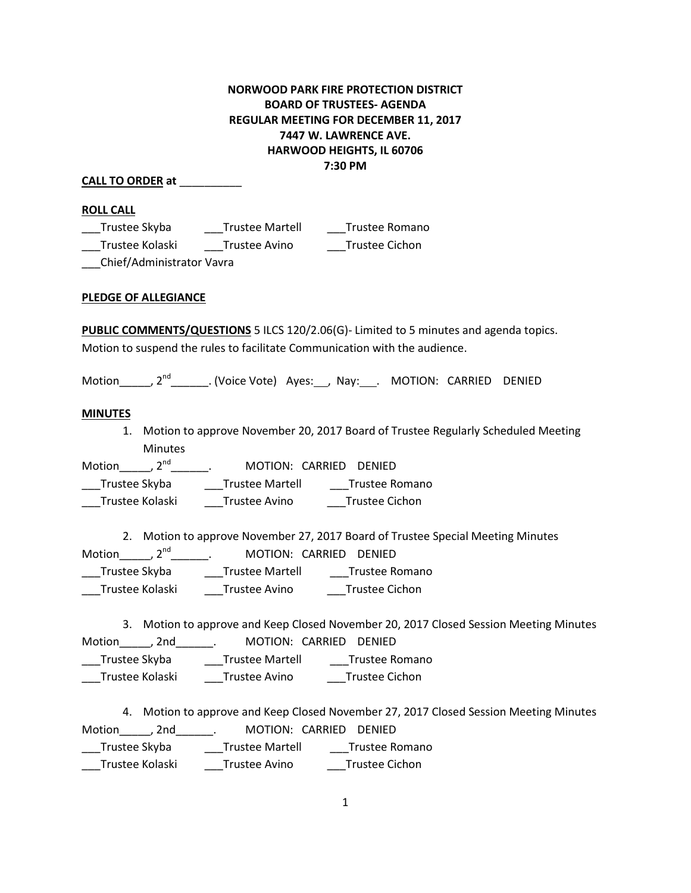**NORWOOD PARK FIRE PROTECTION DISTRICT**
**BOARD OF TRUSTEES- AGENDA**
**REGULAR MEETING FOR DECEMBER 11, 2017**
**7447 W. LAWRENCE AVE.**
**HARWOOD HEIGHTS, IL 60706**
**7:30 PM**

**CALL TO ORDER at** __________

**ROLL CALL**

___Trustee Skyba ___Trustee Martell ___Trustee Romano
___Trustee Kolaski ___Trustee Avino ___Trustee Cichon
___Chief/Administrator Vavra

**PLEDGE OF ALLEGIANCE**

**PUBLIC COMMENTS/QUESTIONS** 5 ILCS 120/2.06(G)- Limited to 5 minutes and agenda topics. Motion to suspend the rules to facilitate Communication with the audience.

Motion_____, 2nd______. (Voice Vote) Ayes:__, Nay:___. MOTION: CARRIED DENIED

**MINUTES**

1. Motion to approve November 20, 2017 Board of Trustee Regularly Scheduled Meeting Minutes

Motion_____, 2nd______. MOTION: CARRIED DENIED
___Trustee Skyba ___Trustee Martell ___Trustee Romano
___Trustee Kolaski ___Trustee Avino ___Trustee Cichon

2. Motion to approve November 27, 2017 Board of Trustee Special Meeting Minutes

Motion_____, 2nd______. MOTION: CARRIED DENIED
___Trustee Skyba ___Trustee Martell ___Trustee Romano
___Trustee Kolaski ___Trustee Avino ___Trustee Cichon

3. Motion to approve and Keep Closed November 20, 2017 Closed Session Meeting Minutes

Motion_____, 2nd______. MOTION: CARRIED DENIED
___Trustee Skyba ___Trustee Martell ___Trustee Romano
___Trustee Kolaski ___Trustee Avino ___Trustee Cichon

4. Motion to approve and Keep Closed November 27, 2017 Closed Session Meeting Minutes

Motion_____, 2nd______. MOTION: CARRIED DENIED
___Trustee Skyba ___Trustee Martell ___Trustee Romano
___Trustee Kolaski ___Trustee Avino ___Trustee Cichon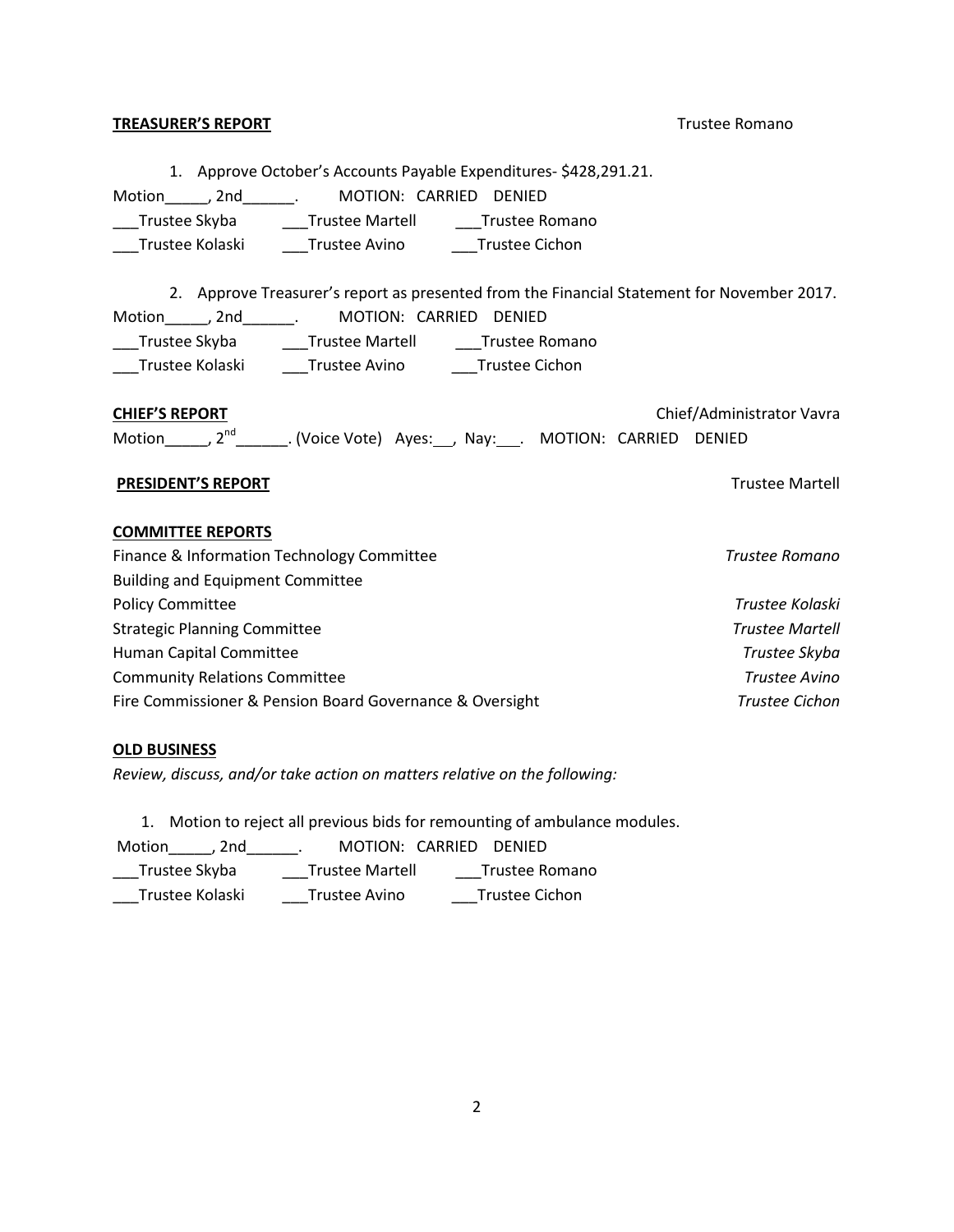**TREASURER'S REPORT** Trustee Romano

1. Approve October's Accounts Payable Expenditures- $428,291.21.

Motion_____, 2nd______.  MOTION: CARRIED DENIED

___Trustee Skyba ___Trustee Martell ___Trustee Romano

___Trustee Kolaski ___Trustee Avino ___Trustee Cichon

2. Approve Treasurer's report as presented from the Financial Statement for November 2017.

Motion_____, 2nd______.  MOTION: CARRIED DENIED

___Trustee Skyba ___Trustee Martell ___Trustee Romano

___Trustee Kolaski ___Trustee Avino ___Trustee Cichon

**CHIEF'S REPORT** Chief/Administrator Vavra

Motion_____, $2^{nd}$______. (Voice Vote) Ayes:__, Nay:___.  MOTION: CARRIED DENIED

**PRESIDENT'S REPORT** Trustee Martell

**COMMITTEE REPORTS**

Finance & Information Technology Committee *Trustee Romano*

Building and Equipment Committee

Policy Committee *Trustee Kolaski*

Strategic Planning Committee *Trustee Martell*

Human Capital Committee *Trustee Skyba*

Community Relations Committee *Trustee Avino*

Fire Commissioner & Pension Board Governance & Oversight *Trustee Cichon*

**OLD BUSINESS**

*Review, discuss, and/or take action on matters relative on the following:*

1. Motion to reject all previous bids for remounting of ambulance modules.

Motion_____, 2nd______.  MOTION: CARRIED DENIED

___Trustee Skyba ___Trustee Martell ___Trustee Romano

___Trustee Kolaski ___Trustee Avino ___Trustee Cichon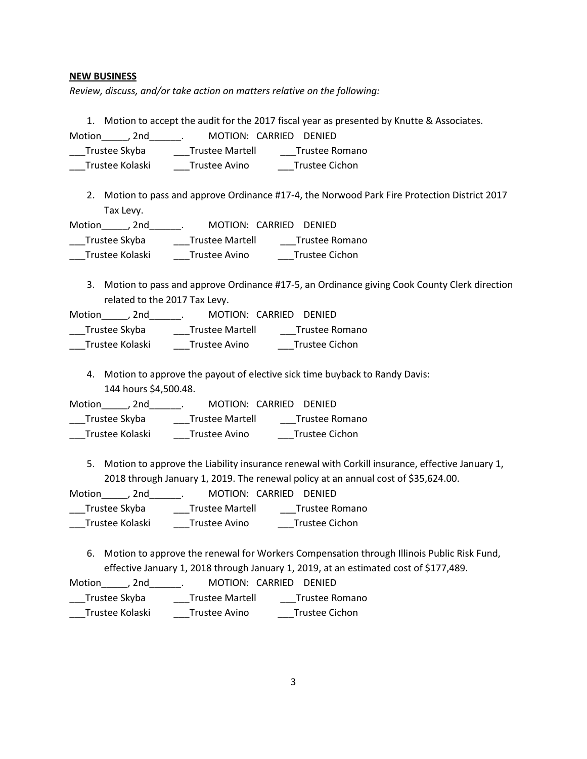**NEW BUSINESS**

*Review, discuss, and/or take action on matters relative on the following:*

1. Motion to accept the audit for the 2017 fiscal year as presented by Knutte & Associates.

Motion_____, 2nd______.  MOTION: CARRIED DENIED

___Trustee Skyba ___Trustee Martell ___Trustee Romano

___Trustee Kolaski ___Trustee Avino ___Trustee Cichon

2. Motion to pass and approve Ordinance #17-4, the Norwood Park Fire Protection District 2017 Tax Levy.

Motion_____, 2nd______.  MOTION: CARRIED DENIED

___Trustee Skyba ___Trustee Martell ___Trustee Romano

___Trustee Kolaski ___Trustee Avino ___Trustee Cichon

3. Motion to pass and approve Ordinance #17-5, an Ordinance giving Cook County Clerk direction related to the 2017 Tax Levy.

Motion_____, 2nd______.  MOTION: CARRIED DENIED

___Trustee Skyba ___Trustee Martell ___Trustee Romano

___Trustee Kolaski ___Trustee Avino ___Trustee Cichon

4. Motion to approve the payout of elective sick time buyback to Randy Davis: 144 hours $4,500.48.

Motion_____, 2nd______.  MOTION: CARRIED DENIED

___Trustee Skyba ___Trustee Martell ___Trustee Romano

___Trustee Kolaski ___Trustee Avino ___Trustee Cichon

5. Motion to approve the Liability insurance renewal with Corkill insurance, effective January 1, 2018 through January 1, 2019. The renewal policy at an annual cost of $35,624.00.

Motion_____, 2nd______.  MOTION: CARRIED DENIED

___Trustee Skyba ___Trustee Martell ___Trustee Romano

___Trustee Kolaski ___Trustee Avino ___Trustee Cichon

6. Motion to approve the renewal for Workers Compensation through Illinois Public Risk Fund, effective January 1, 2018 through January 1, 2019, at an estimated cost of $177,489.

Motion_____, 2nd______.  MOTION: CARRIED DENIED

___Trustee Skyba ___Trustee Martell ___Trustee Romano

___Trustee Kolaski ___Trustee Avino ___Trustee Cichon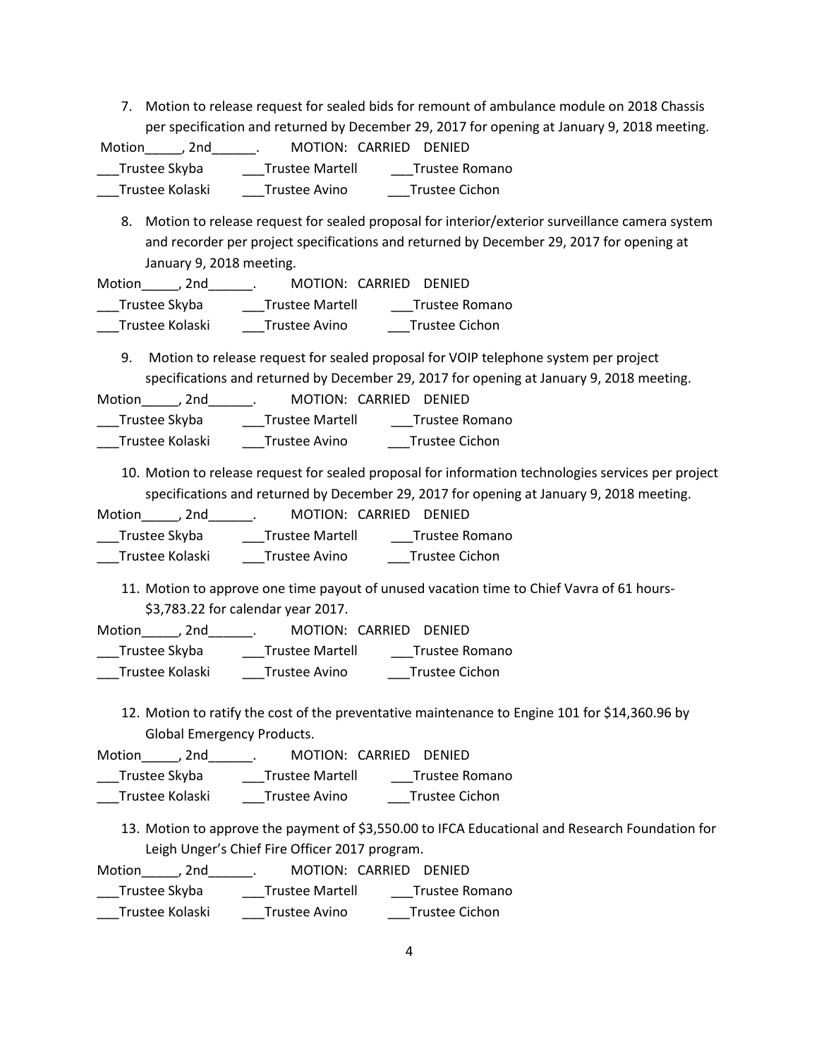7. Motion to release request for sealed bids for remount of ambulance module on 2018 Chassis per specification and returned by December 29, 2017 for opening at January 9, 2018 meeting.

Motion_____, 2nd______.     MOTION:  CARRIED   DENIED

___Trustee Skyba     ___Trustee Martell     ___Trustee Romano

___Trustee Kolaski     ___Trustee Avino     ___Trustee Cichon

8. Motion to release request for sealed proposal for interior/exterior surveillance camera system and recorder per project specifications and returned by December 29, 2017 for opening at January 9, 2018 meeting.

Motion_____, 2nd______.     MOTION:  CARRIED   DENIED

___Trustee Skyba     ___Trustee Martell     ___Trustee Romano

___Trustee Kolaski     ___Trustee Avino     ___Trustee Cichon

9. Motion to release request for sealed proposal for VOIP telephone system per project specifications and returned by December 29, 2017 for opening at January 9, 2018 meeting.

Motion_____, 2nd______.     MOTION:  CARRIED   DENIED

___Trustee Skyba     ___Trustee Martell     ___Trustee Romano

___Trustee Kolaski     ___Trustee Avino     ___Trustee Cichon

10. Motion to release request for sealed proposal for information technologies services per project specifications and returned by December 29, 2017 for opening at January 9, 2018 meeting.

Motion_____, 2nd______.     MOTION:  CARRIED   DENIED

___Trustee Skyba     ___Trustee Martell     ___Trustee Romano

___Trustee Kolaski     ___Trustee Avino     ___Trustee Cichon

11. Motion to approve one time payout of unused vacation time to Chief Vavra of 61 hours- $3,783.22 for calendar year 2017.

Motion_____, 2nd______.     MOTION:  CARRIED   DENIED

___Trustee Skyba     ___Trustee Martell     ___Trustee Romano

___Trustee Kolaski     ___Trustee Avino     ___Trustee Cichon

12. Motion to ratify the cost of the preventative maintenance to Engine 101 for $14,360.96 by Global Emergency Products.

Motion_____, 2nd______.     MOTION:  CARRIED   DENIED

___Trustee Skyba     ___Trustee Martell     ___Trustee Romano

___Trustee Kolaski     ___Trustee Avino     ___Trustee Cichon

13. Motion to approve the payment of $3,550.00 to IFCA Educational and Research Foundation for Leigh Unger's Chief Fire Officer 2017 program.

Motion_____, 2nd______.     MOTION:  CARRIED   DENIED

___Trustee Skyba     ___Trustee Martell     ___Trustee Romano

___Trustee Kolaski     ___Trustee Avino     ___Trustee Cichon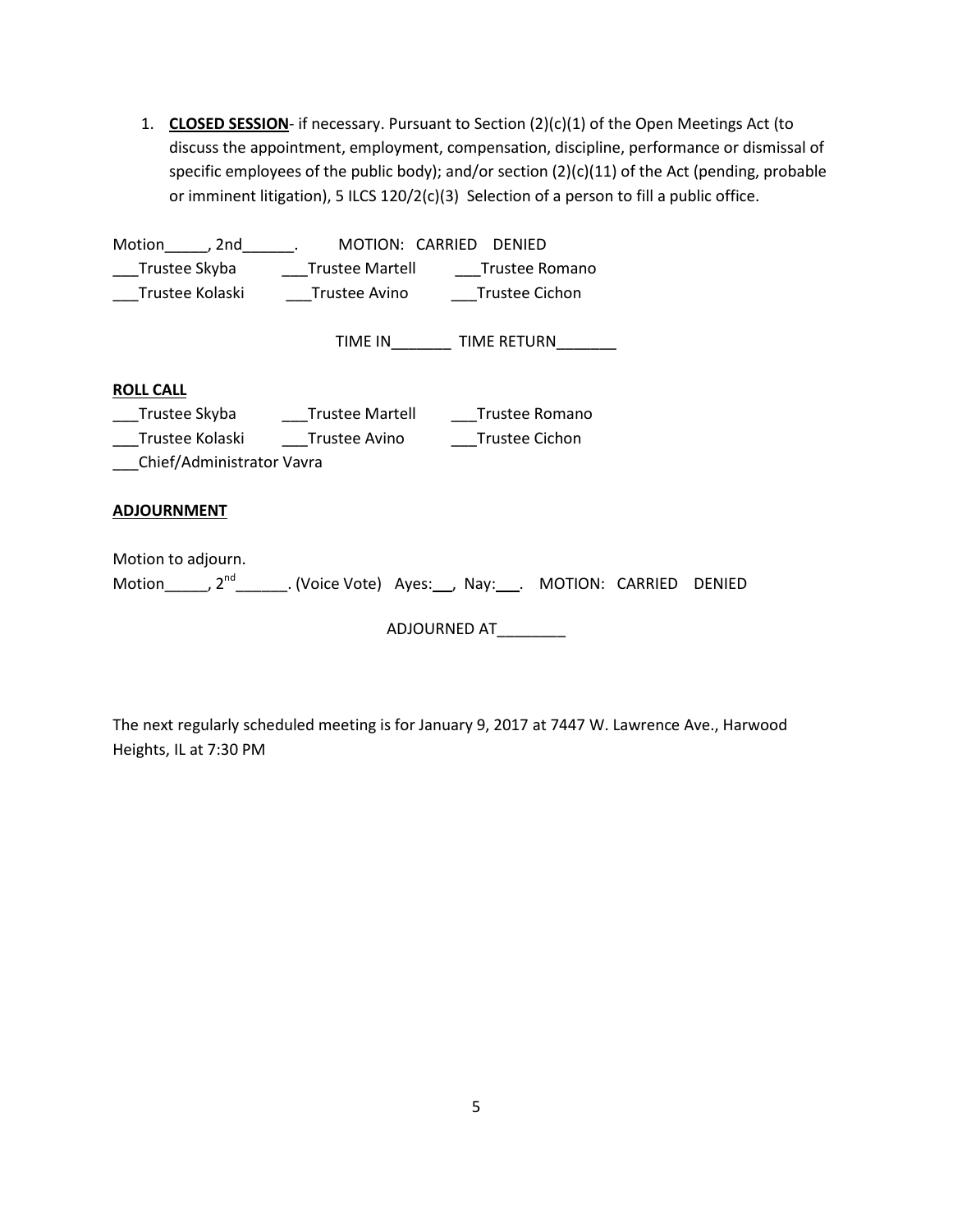1. **CLOSED SESSION**- if necessary. Pursuant to Section (2)(c)(1) of the Open Meetings Act (to discuss the appointment, employment, compensation, discipline, performance or dismissal of specific employees of the public body); and/or section (2)(c)(11) of the Act (pending, probable or imminent litigation), 5 ILCS 120/2(c)(3) Selection of a person to fill a public office.

Motion_____, 2nd______. MOTION: CARRIED DENIED

___Trustee Skyba ___Trustee Martell ___Trustee Romano

___Trustee Kolaski ___Trustee Avino ___Trustee Cichon

TIME IN_______ TIME RETURN_______

**ROLL CALL**

___Trustee Skyba ___Trustee Martell ___Trustee Romano

___Trustee Kolaski ___Trustee Avino ___Trustee Cichon

___Chief/Administrator Vavra

**ADJOURNMENT**

Motion to adjourn.

Motion_____, 2nd______. (Voice Vote) Ayes:__, Nay:___. MOTION: CARRIED DENIED

ADJOURNED AT________

The next regularly scheduled meeting is for January 9, 2017 at 7447 W. Lawrence Ave., Harwood Heights, IL at 7:30 PM